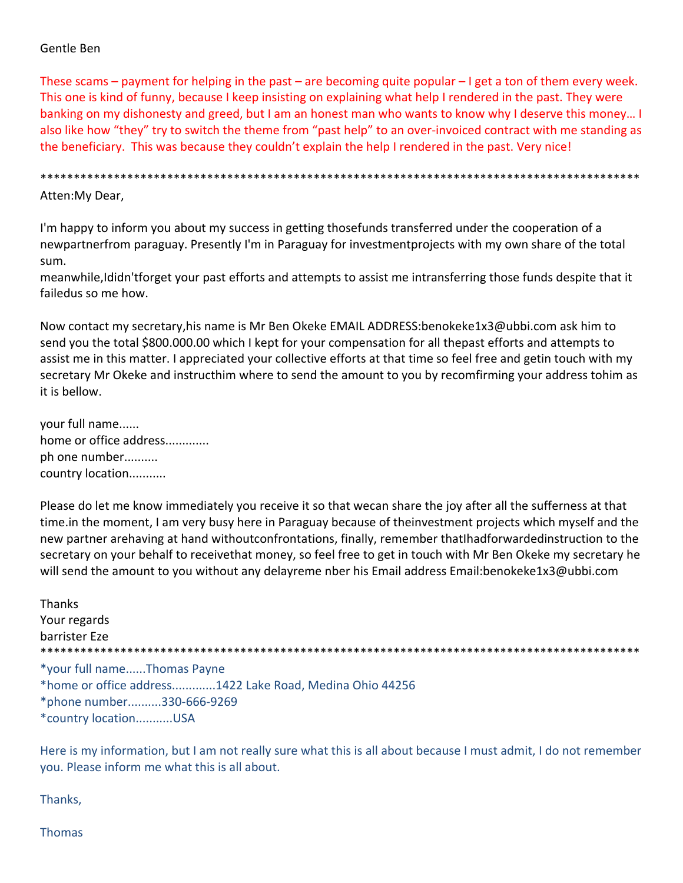Gentle Ben

These scams – payment for helping in the past – are becoming quite popular – I get a ton of them every week. This one is kind of funny, because I keep insisting on explaining what help I rendered in the past. They were banking on my dishonesty and greed, but I am an honest man who wants to know why I deserve this money… I also like how "they" try to switch the theme from "past help" to an over-invoiced contract with me standing as the beneficiary. This was because they couldn't explain the help I rendered in the past. Very nice!

******************************************************************************************

Atten:My Dear,

I'm happy to inform you about my success in getting thosefunds transferred under the cooperation of a newpartnerfrom paraguay. Presently I'm in Paraguay for investmentprojects with my own share of the total sum.
meanwhile,Ididn'tforget your past efforts and attempts to assist me intransferring those funds despite that it failedus so me how.

Now contact my secretary,his name is Mr Ben Okeke EMAIL ADDRESS:benokeke1x3@ubbi.com ask him to send you the total $800.000.00 which I kept for your compensation for all thepast efforts and attempts to assist me in this matter. I appreciated your collective efforts at that time so feel free and getin touch with my secretary Mr Okeke and instructhim where to send the amount to you by recomfirming your address tohim as it is bellow.

your full name......
home or office address............
ph one number.........
country location..........

Please do let me know immediately you receive it so that wecan share the joy after all the sufferness at that time.in the moment, I am very busy here in Paraguay because of theinvestment projects which myself and the new partner arehaving at hand withoutconfrontations, finally, remember thatIhadforwardedinstruction to the secretary on your behalf to receivethat money, so feel free to get in touch with Mr Ben Okeke my secretary he will send the amount to you without any delayreme nber his Email address Email:benokeke1x3@ubbi.com

Thanks
Your regards
barrister Eze

******************************************************************************************

*your full name......Thomas Payne
*home or office address............1422 Lake Road, Medina Ohio 44256
*phone number.........330-666-9269
*country location..........USA

Here is my information, but I am not really sure what this is all about because I must admit, I do not remember you. Please inform me what this is all about.

Thanks,

Thomas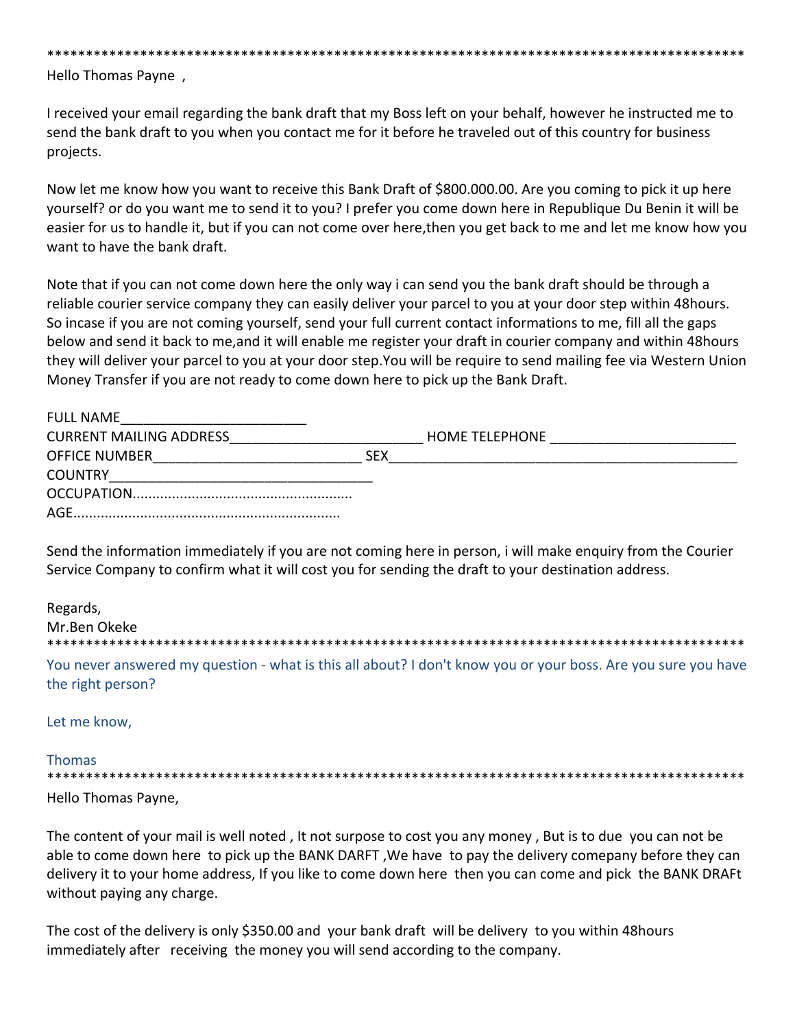*******************************************************************************************

Hello Thomas Payne ,

I received your email regarding the bank draft that my Boss left on your behalf, however he instructed me to send the bank draft to you when you contact me for it before he traveled out of this country for business projects.

Now let me know how you want to receive this Bank Draft of $800.000.00. Are you coming to pick it up here yourself? or do you want me to send it to you? I prefer you come down here in Republique Du Benin it will be easier for us to handle it, but if you can not come over here,then you get back to me and let me know how you want to have the bank draft.

Note that if you can not come down here the only way i can send you the bank draft should be through a reliable courier service company they can easily deliver your parcel to you at your door step within 48hours. So incase if you are not coming yourself, send your full current contact informations to me, fill all the gaps below and send it back to me,and it will enable me register your draft in courier company and within 48hours they will deliver your parcel to you at your door step.You will be require to send mailing fee via Western Union Money Transfer if you are not ready to come down here to pick up the Bank Draft.

FULL NAME________________________
CURRENT MAILING ADDRESS_________________________ HOME TELEPHONE ________________________
OFFICE NUMBER__________________________ SEX_____________________________________________
COUNTRY_________________________________
OCCUPATION.......................................................
AGE...................................................................

Send the information immediately if you are not coming here in person, i will make enquiry from the Courier Service Company to confirm what it will cost you for sending the draft to your destination address.

Regards,
Mr.Ben Okeke
*******************************************************************************************

You never answered my question - what is this all about? I don't know you or your boss. Are you sure you have the right person?

Let me know,

Thomas
*******************************************************************************************

Hello Thomas Payne,

The content of your mail is well noted , It not surpose to cost you any money , But is to due you can not be able to come down here to pick up the BANK DARFT ,We have to pay the delivery comepany before they can delivery it to your home address, If you like to come down here then you can come and pick the BANK DRAFt without paying any charge.

The cost of the delivery is only $350.00 and your bank draft will be delivery to you within 48hours immediately after receiving the money you will send according to the company.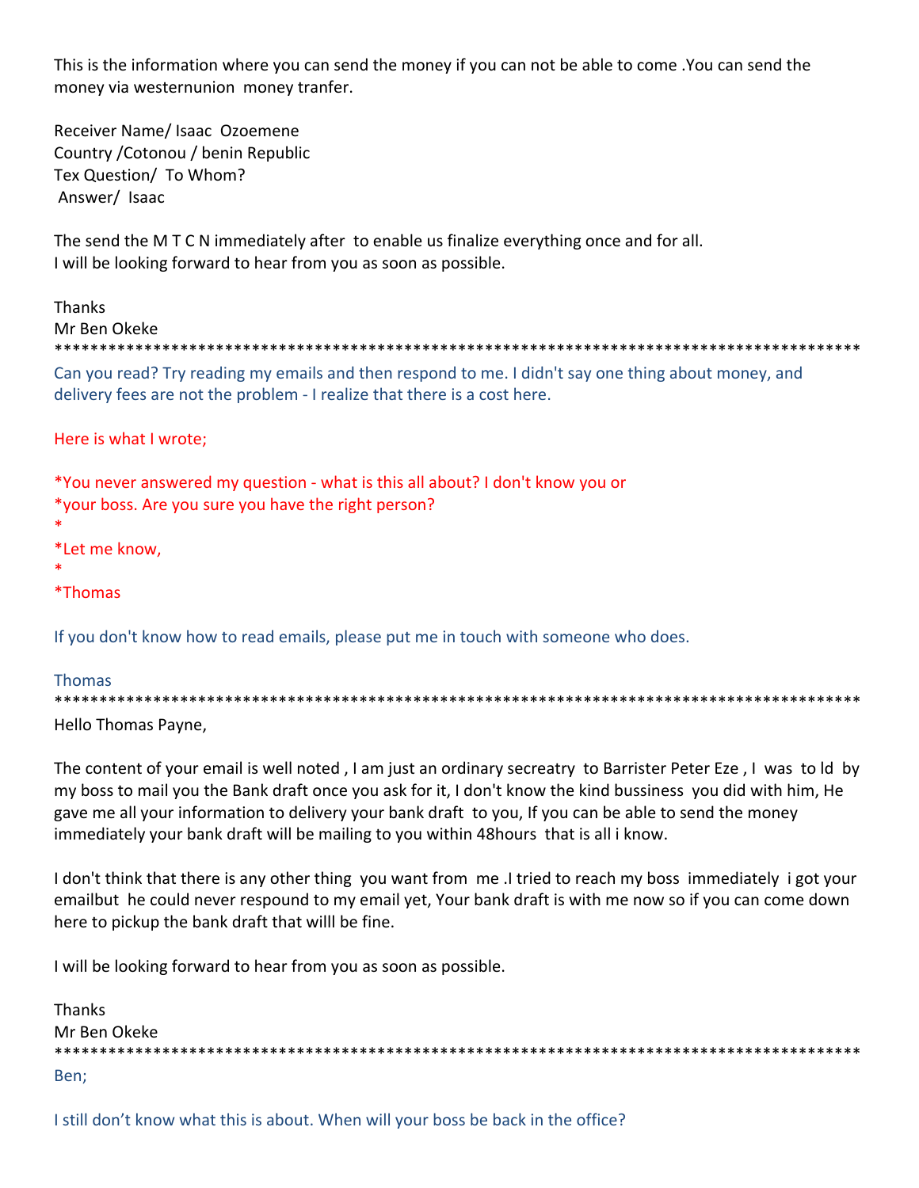This is the information where you can send the money if you can not be able to come .You can send the money via westernunion money tranfer.

Receiver Name/ Isaac Ozoemene
Country /Cotonou / benin Republic
Tex Question/ To Whom?
Answer/ Isaac

The send the M T C N immediately after to enable us finalize everything once and for all.
I will be looking forward to hear from you as soon as possible.

Thanks
Mr Ben Okeke
*******************************************************************************************

Can you read? Try reading my emails and then respond to me. I didn't say one thing about money, and delivery fees are not the problem - I realize that there is a cost here.

Here is what I wrote;

*You never answered my question - what is this all about? I don't know you or
*your boss. Are you sure you have the right person?
*
*Let me know,
*
*Thomas

If you don't know how to read emails, please put me in touch with someone who does.

Thomas
*******************************************************************************************

Hello Thomas Payne,

The content of your email is well noted , I am just an ordinary secreatry to Barrister Peter Eze , I was to ld by my boss to mail you the Bank draft once you ask for it, I don't know the kind bussiness you did with him, He gave me all your information to delivery your bank draft to you, If you can be able to send the money immediately your bank draft will be mailing to you within 48hours that is all i know.

I don't think that there is any other thing you want from me .I tried to reach my boss immediately i got your emailbut he could never respound to my email yet, Your bank draft is with me now so if you can come down here to pickup the bank draft that willl be fine.

I will be looking forward to hear from you as soon as possible.

Thanks
Mr Ben Okeke
*******************************************************************************************

Ben;

I still don't know what this is about. When will your boss be back in the office?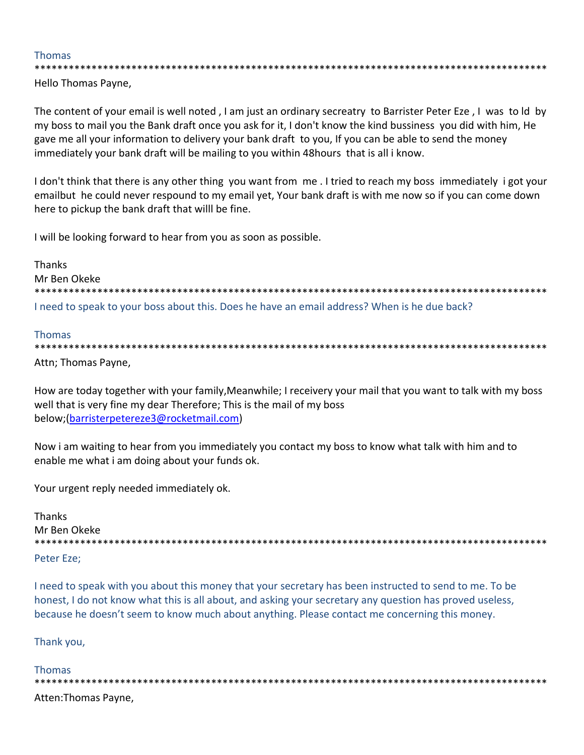Thomas

*******************************************************************************************

Hello Thomas Payne,

The content of your email is well noted , I am just an ordinary secreatry to Barrister Peter Eze , I was to ld by my boss to mail you the Bank draft once you ask for it, I don't know the kind bussiness you did with him, He gave me all your information to delivery your bank draft to you, If you can be able to send the money immediately your bank draft will be mailing to you within 48hours that is all i know.

I don't think that there is any other thing you want from me . I tried to reach my boss immediately i got your emailbut he could never respound to my email yet, Your bank draft is with me now so if you can come down here to pickup the bank draft that willl be fine.

I will be looking forward to hear from you as soon as possible.

Thanks
Mr Ben Okeke

*******************************************************************************************

I need to speak to your boss about this. Does he have an email address? When is he due back?

Thomas

*******************************************************************************************

Attn; Thomas Payne,

How are today together with your family,Meanwhile; I receivery your mail that you want to talk with my boss well that is very fine my dear Therefore; This is the mail of my boss below;(barristerpetereze3@rocketmail.com)

Now i am waiting to hear from you immediately you contact my boss to know what talk with him and to enable me what i am doing about your funds ok.

Your urgent reply needed immediately ok.

Thanks
Mr Ben Okeke

*******************************************************************************************

Peter Eze;

I need to speak with you about this money that your secretary has been instructed to send to me. To be honest, I do not know what this is all about, and asking your secretary any question has proved useless, because he doesn't seem to know much about anything. Please contact me concerning this money.

Thank you,

Thomas

*******************************************************************************************

Atten:Thomas Payne,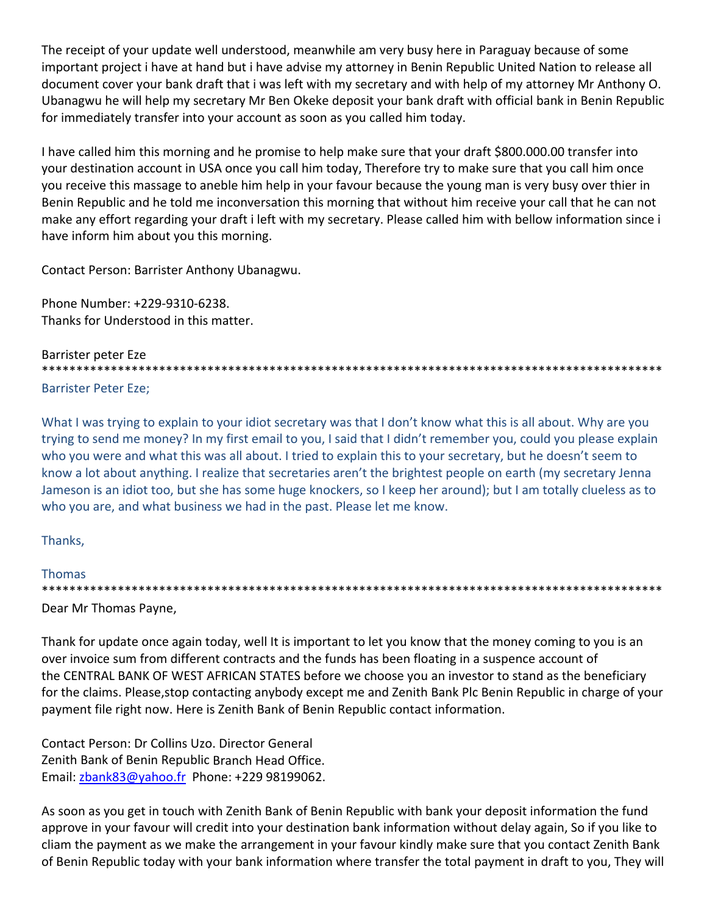The receipt of your update well understood, meanwhile am very busy here in Paraguay because of some important project i have at hand but i have advise my attorney in Benin Republic United Nation to release all document cover your bank draft that i was left with my secretary and with help of my attorney Mr Anthony O. Ubanagwu he will help my secretary Mr Ben Okeke deposit your bank draft with official bank in Benin Republic for immediately transfer into your account as soon as you called him today.

I have called him this morning and he promise to help make sure that your draft $800.000.00 transfer into your destination account in USA once you call him today, Therefore try to make sure that you call him once you receive this massage to aneble him help in your favour because the young man is very busy over thier in Benin Republic and he told me inconversation this morning that without him receive your call that he can not make any effort regarding your draft i left with my secretary. Please called him with bellow information since i have inform him about you this morning.

Contact Person: Barrister Anthony Ubanagwu.

Phone Number: +229-9310-6238.
Thanks for Understood in this matter.

Barrister peter Eze
**********************************************************************************************

Barrister Peter Eze;

What I was trying to explain to your idiot secretary was that I don't know what this is all about. Why are you trying to send me money? In my first email to you, I said that I didn't remember you, could you please explain who you were and what this was all about. I tried to explain this to your secretary, but he doesn't seem to know a lot about anything. I realize that secretaries aren't the brightest people on earth (my secretary Jenna Jameson is an idiot too, but she has some huge knockers, so I keep her around); but I am totally clueless as to who you are, and what business we had in the past. Please let me know.

Thanks,

Thomas
**********************************************************************************************

Dear Mr Thomas Payne,

Thank for update once again today, well It is important to let you know that the money coming to you is an over invoice sum from different contracts and the funds has been floating in a suspence account of the CENTRAL BANK OF WEST AFRICAN STATES before we choose you an investor to stand as the beneficiary for the claims. Please,stop contacting anybody except me and Zenith Bank Plc Benin Republic in charge of your payment file right now. Here is Zenith Bank of Benin Republic contact information.

Contact Person: Dr Collins Uzo. Director General
Zenith Bank of Benin Republic Branch Head Office.
Email: [zbank83@yahoo.fr](mailto:zbank83@yahoo.fr) Phone: +229 98199062.

As soon as you get in touch with Zenith Bank of Benin Republic with bank your deposit information the fund approve in your favour will credit into your destination bank information without delay again, So if you like to cliam the payment as we make the arrangement in your favour kindly make sure that you contact Zenith Bank of Benin Republic today with your bank information where transfer the total payment in draft to you, They will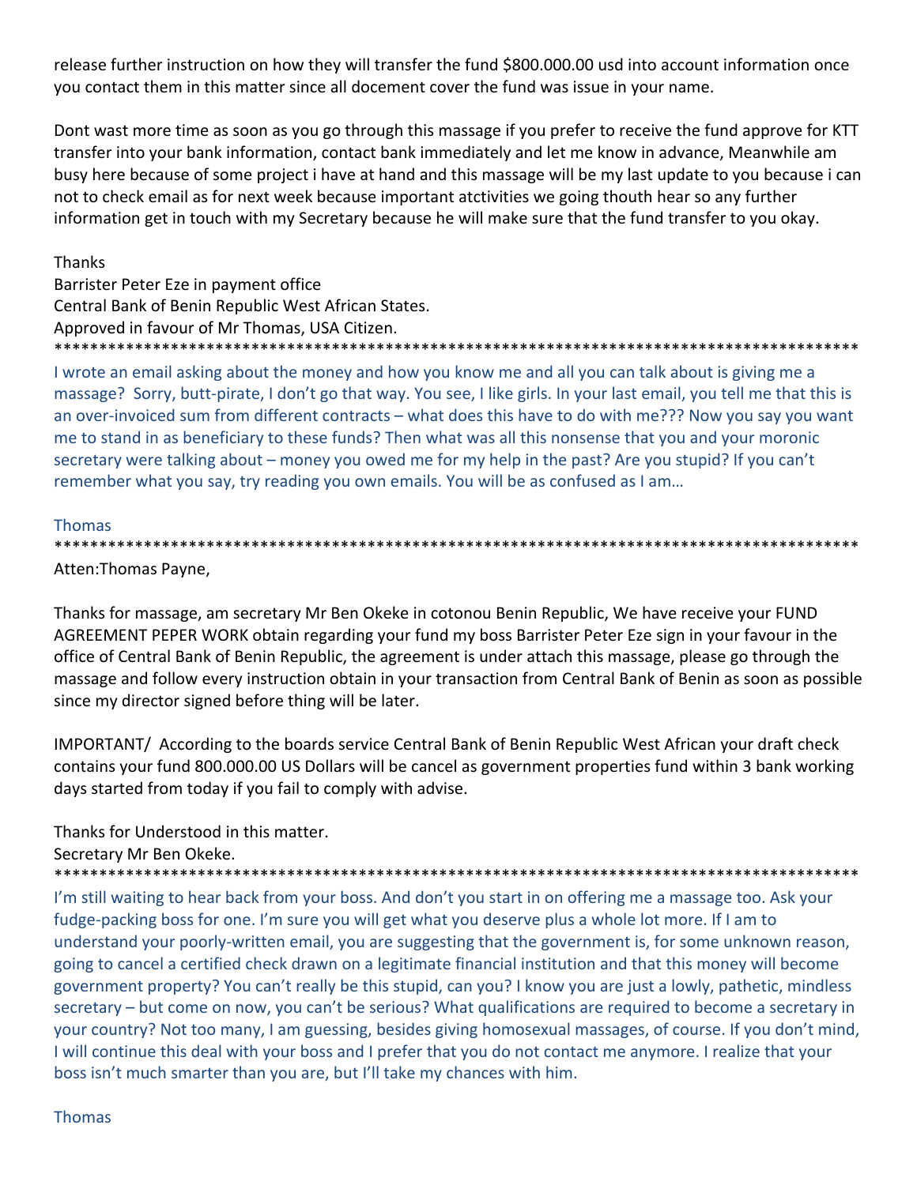release further instruction on how they will transfer the fund $800.000.00 usd into account information once you contact them in this matter since all docement cover the fund was issue in your name.

Dont wast more time as soon as you go through this massage if you prefer to receive the fund approve for KTT transfer into your bank information, contact bank immediately and let me know in advance, Meanwhile am busy here because of some project i have at hand and this massage will be my last update to you because i can not to check email as for next week because important atctivities we going thouth hear so any further information get in touch with my Secretary because he will make sure that the fund transfer to you okay.

Thanks
Barrister Peter Eze in payment office
Central Bank of Benin Republic West African States.
Approved in favour of Mr Thomas, USA Citizen.
**********************************************************************************************

I wrote an email asking about the money and how you know me and all you can talk about is giving me a massage? Sorry, butt-pirate, I don't go that way. You see, I like girls. In your last email, you tell me that this is an over-invoiced sum from different contracts – what does this have to do with me??? Now you say you want me to stand in as beneficiary to these funds? Then what was all this nonsense that you and your moronic secretary were talking about – money you owed me for my help in the past? Are you stupid? If you can't remember what you say, try reading you own emails. You will be as confused as I am…

Thomas
**********************************************************************************************

Atten:Thomas Payne,

Thanks for massage, am secretary Mr Ben Okeke in cotonou Benin Republic, We have receive your FUND AGREEMENT PEPER WORK obtain regarding your fund my boss Barrister Peter Eze sign in your favour in the office of Central Bank of Benin Republic, the agreement is under attach this massage, please go through the massage and follow every instruction obtain in your transaction from Central Bank of Benin as soon as possible since my director signed before thing will be later.

IMPORTANT/ According to the boards service Central Bank of Benin Republic West African your draft check contains your fund 800.000.00 US Dollars will be cancel as government properties fund within 3 bank working days started from today if you fail to comply with advise.

Thanks for Understood in this matter.
Secretary Mr Ben Okeke.
**********************************************************************************************

I'm still waiting to hear back from your boss. And don't you start in on offering me a massage too. Ask your fudge-packing boss for one. I'm sure you will get what you deserve plus a whole lot more. If I am to understand your poorly-written email, you are suggesting that the government is, for some unknown reason, going to cancel a certified check drawn on a legitimate financial institution and that this money will become government property? You can't really be this stupid, can you? I know you are just a lowly, pathetic, mindless secretary – but come on now, you can't be serious? What qualifications are required to become a secretary in your country? Not too many, I am guessing, besides giving homosexual massages, of course. If you don't mind, I will continue this deal with your boss and I prefer that you do not contact me anymore. I realize that your boss isn't much smarter than you are, but I'll take my chances with him.

Thomas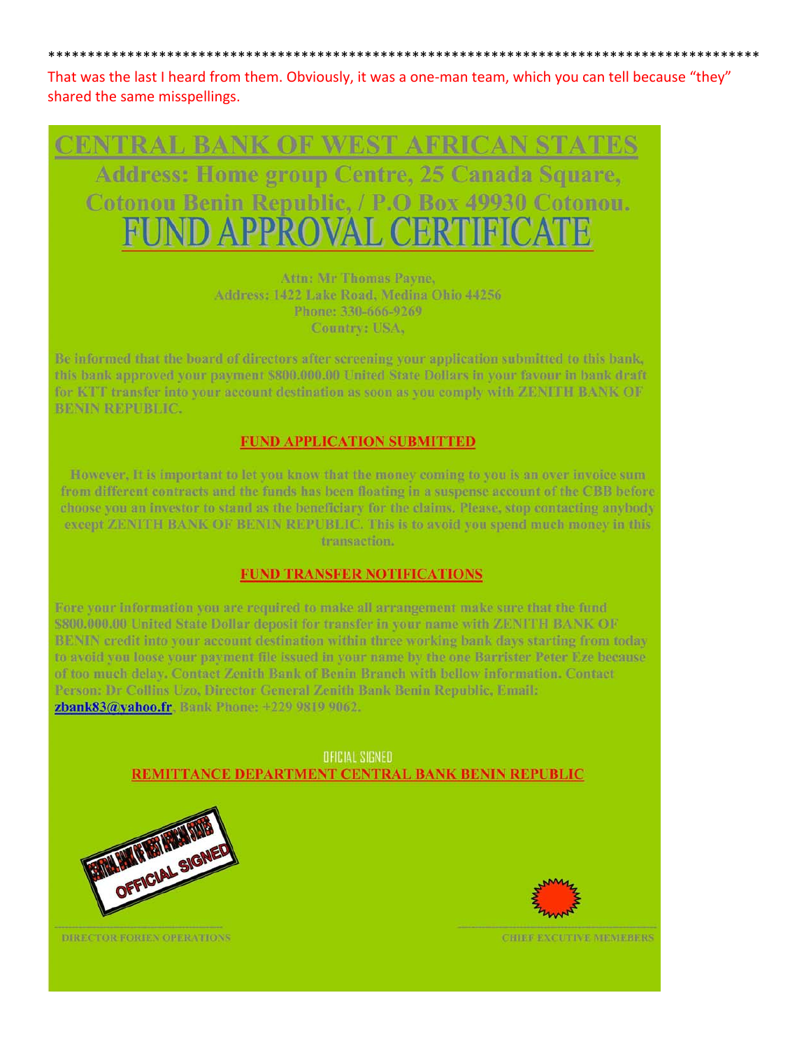******************************************************************************************

That was the last I heard from them. Obviously, it was a one-man team, which you can tell because "they" shared the same misspellings.

# CENTRAL BANK OF WEST AFRICAN STATES

## Address: Home group Centre, 25 Canada Square, Cotonou Benin Republic, / P.O Box 49930 Cotonou.

# FUND APPROVAL CERTIFICATE

Attn: Mr Thomas Payne,
Address: 1422 Lake Road, Medina Ohio 44256
Phone: 330-666-9269
Country: USA,

Be informed that the board of directors after screening your application submitted to this bank, this bank approved your payment $800.000.00 United State Dollars in your favour in bank draft for KTT transfer into your account destination as soon as you comply with ZENITH BANK OF BENIN REPUBLIC.

**FUND APPLICATION SUBMITTED**

However, It is important to let you know that the money coming to you is an over invoice sum from different contracts and the funds has been floating in a suspense account of the CBB before choose you an investor to stand as the beneficiary for the claims. Please, stop contacting anybody except ZENITH BANK OF BENIN REPUBLIC. This is to avoid you spend much money in this transaction.

**FUND TRANSFER NOTIFICATIONS**

Fore your information you are required to make all arrangement make sure that the fund $800.000.00 United State Dollar deposit for transfer in your name with ZENITH BANK OF BENIN credit into your account destination within three working bank days starting from today to avoid you loose your payment file issued in your name by the one Barrister Peter Eze because of too much delay. Contact Zenith Bank of Benin Branch with bellow information. Contact Person: Dr Collins Uzo, Director General Zenith Bank Benin Republic, Email: zbank83@yahoo.fr. Bank Phone: +229 9819 9062.

OFICIAL SIGNED

**REMITTANCE DEPARTMENT CENTRAL BANK BENIN REPUBLIC**

CENTRAL BANK OF WEST AFRICAN STATES OFFICIAL SIGNED

DIRECTOR FORIEN OPERATIONS

CHIEF EXCUTIVE MEMEBERS